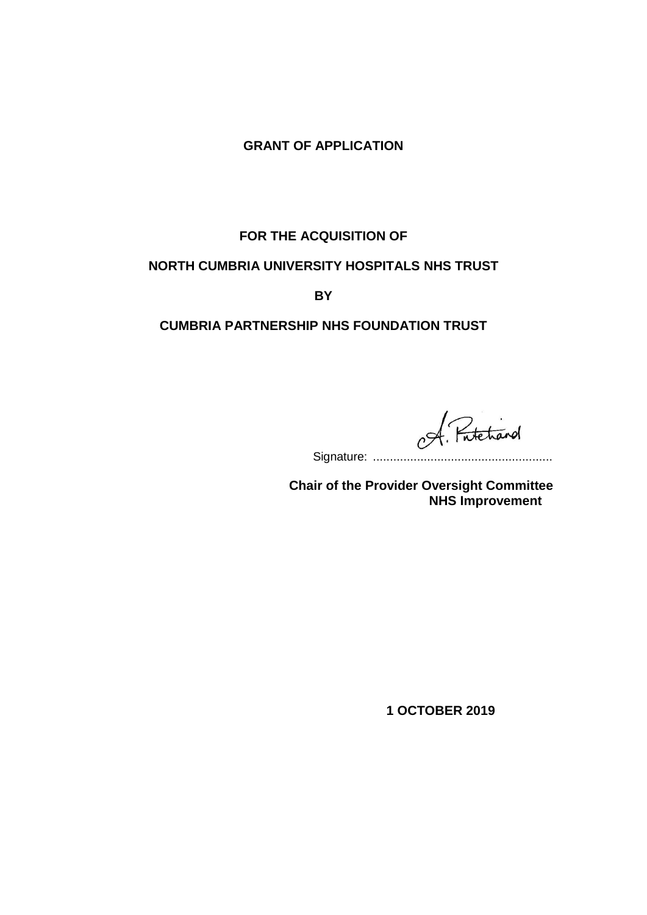# GRANT OF APPLICATION

## FOR THE ACQUISITION OF

## NORTH CUMBRIA UNIVERSITY HOSPITALS NHS TRUST

## BY

## CUMBRIA PARTNERSHIP NHS FOUNDATION TRUST

A. Pritchard

Signature: .....................................................

**Chair of the Provider Oversight Committee**
**NHS Improvement**

**1 OCTOBER 2019**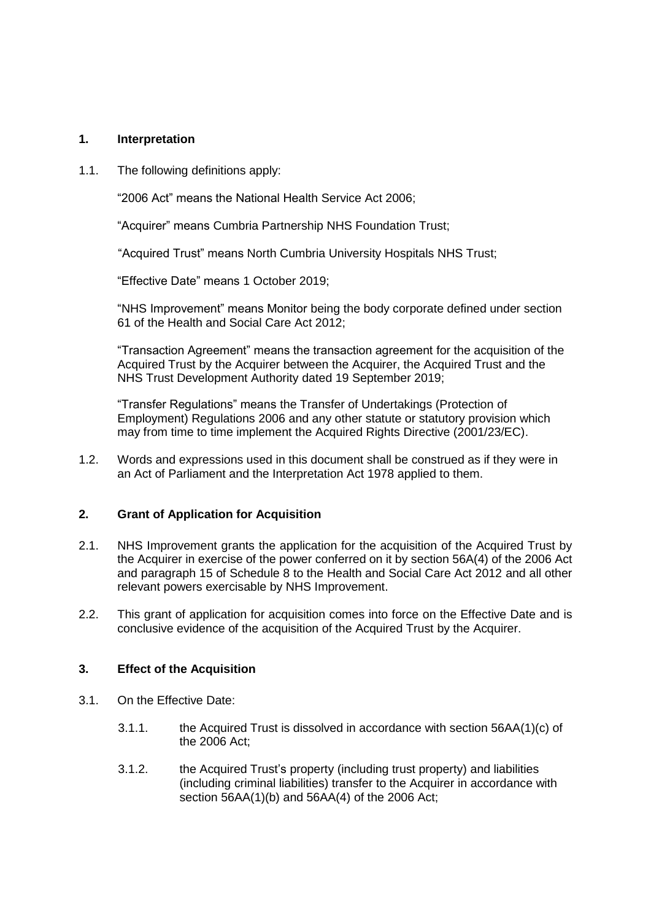## 1. Interpretation

1.1. The following definitions apply:

"2006 Act" means the National Health Service Act 2006;

"Acquirer" means Cumbria Partnership NHS Foundation Trust;

"Acquired Trust" means North Cumbria University Hospitals NHS Trust;

"Effective Date" means 1 October 2019;

"NHS Improvement" means Monitor being the body corporate defined under section 61 of the Health and Social Care Act 2012;

"Transaction Agreement" means the transaction agreement for the acquisition of the Acquired Trust by the Acquirer between the Acquirer, the Acquired Trust and the NHS Trust Development Authority dated 19 September 2019;

"Transfer Regulations" means the Transfer of Undertakings (Protection of Employment) Regulations 2006 and any other statute or statutory provision which may from time to time implement the Acquired Rights Directive (2001/23/EC).

1.2. Words and expressions used in this document shall be construed as if they were in an Act of Parliament and the Interpretation Act 1978 applied to them.

## 2. Grant of Application for Acquisition

2.1. NHS Improvement grants the application for the acquisition of the Acquired Trust by the Acquirer in exercise of the power conferred on it by section 56A(4) of the 2006 Act and paragraph 15 of Schedule 8 to the Health and Social Care Act 2012 and all other relevant powers exercisable by NHS Improvement.

2.2. This grant of application for acquisition comes into force on the Effective Date and is conclusive evidence of the acquisition of the Acquired Trust by the Acquirer.

## 3. Effect of the Acquisition

3.1. On the Effective Date:

3.1.1. the Acquired Trust is dissolved in accordance with section 56AA(1)(c) of the 2006 Act;

3.1.2. the Acquired Trust's property (including trust property) and liabilities (including criminal liabilities) transfer to the Acquirer in accordance with section 56AA(1)(b) and 56AA(4) of the 2006 Act;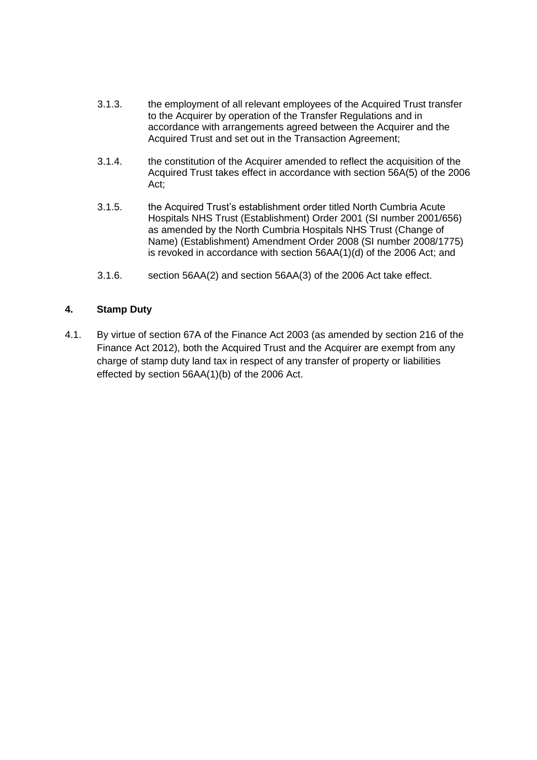3.1.3. the employment of all relevant employees of the Acquired Trust transfer to the Acquirer by operation of the Transfer Regulations and in accordance with arrangements agreed between the Acquirer and the Acquired Trust and set out in the Transaction Agreement;

3.1.4. the constitution of the Acquirer amended to reflect the acquisition of the Acquired Trust takes effect in accordance with section 56A(5) of the 2006 Act;

3.1.5. the Acquired Trust's establishment order titled North Cumbria Acute Hospitals NHS Trust (Establishment) Order 2001 (SI number 2001/656) as amended by the North Cumbria Hospitals NHS Trust (Change of Name) (Establishment) Amendment Order 2008 (SI number 2008/1775) is revoked in accordance with section 56AA(1)(d) of the 2006 Act; and

3.1.6. section 56AA(2) and section 56AA(3) of the 2006 Act take effect.

## 4. Stamp Duty

4.1. By virtue of section 67A of the Finance Act 2003 (as amended by section 216 of the Finance Act 2012), both the Acquired Trust and the Acquirer are exempt from any charge of stamp duty land tax in respect of any transfer of property or liabilities effected by section 56AA(1)(b) of the 2006 Act.